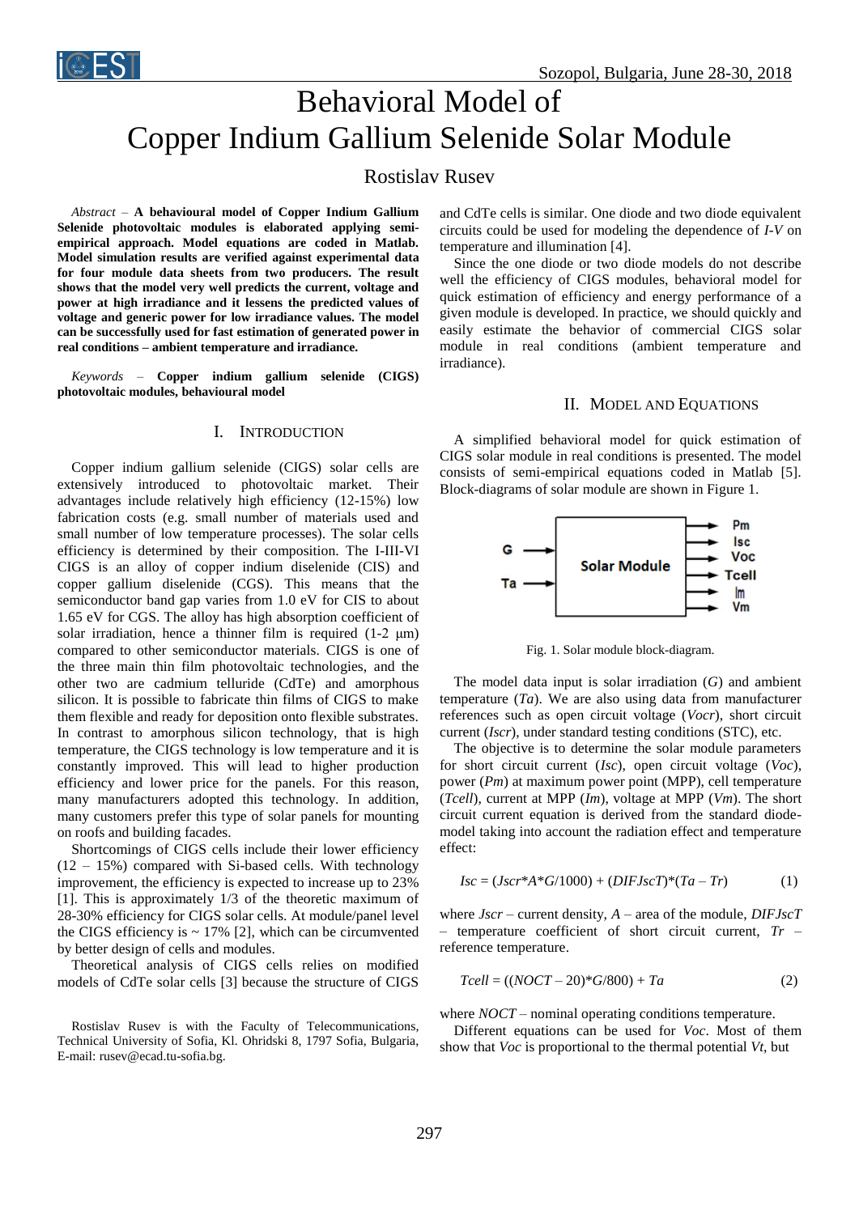# Behavioral Model of Copper Indium Gallium Selenide Solar Module

Rostislav Rusev

*Abstract* – **A behavioural model of Copper Indium Gallium Selenide photovoltaic modules is elaborated applying semi-empirical approach. Model equations are coded in Matlab. Model simulation results are verified against experimental data for four module data sheets from two producers. The result shows that the model very well predicts the current, voltage and power at high irradiance and it lessens the predicted values of voltage and generic power for low irradiance values. The model can be successfully used for fast estimation of generated power in real conditions – ambient temperature and irradiance.**

*Keywords* – **Copper indium gallium selenide (CIGS) photovoltaic modules, behavioural model**

## I. Introduction

Copper indium gallium selenide (CIGS) solar cells are extensively introduced to photovoltaic market. Their advantages include relatively high efficiency (12-15%) low fabrication costs (e.g. small number of materials used and small number of low temperature processes). The solar cells efficiency is determined by their composition. The I-III-VI CIGS is an alloy of copper indium diselenide (CIS) and copper gallium diselenide (CGS). This means that the semiconductor band gap varies from 1.0 eV for CIS to about 1.65 eV for CGS. The alloy has high absorption coefficient of solar irradiation, hence a thinner film is required (1-2 μm) compared to other semiconductor materials. CIGS is one of the three main thin film photovoltaic technologies, and the other two are cadmium telluride (CdTe) and amorphous silicon. It is possible to fabricate thin films of CIGS to make them flexible and ready for deposition onto flexible substrates. In contrast to amorphous silicon technology, that is high temperature, the CIGS technology is low temperature and it is constantly improved. This will lead to higher production efficiency and lower price for the panels. For this reason, many manufacturers adopted this technology. In addition, many customers prefer this type of solar panels for mounting on roofs and building facades.

Shortcomings of CIGS cells include their lower efficiency (12 – 15%) compared with Si-based cells. With technology improvement, the efficiency is expected to increase up to 23% [1]. This is approximately 1/3 of the theoretic maximum of 28-30% efficiency for CIGS solar cells. At module/panel level the CIGS efficiency is ~ 17% [2], which can be circumvented by better design of cells and modules.

Theoretical analysis of CIGS cells relies on modified models of CdTe solar cells [3] because the structure of CIGS and CdTe cells is similar. One diode and two diode equivalent circuits could be used for modeling the dependence of *I-V* on temperature and illumination [4].

Since the one diode or two diode models do not describe well the efficiency of CIGS modules, behavioral model for quick estimation of efficiency and energy performance of a given module is developed. In practice, we should quickly and easily estimate the behavior of commercial CIGS solar module in real conditions (ambient temperature and irradiance).

Rostislav Rusev is with the Faculty of Telecommunications, Technical University of Sofia, Kl. Ohridski 8, 1797 Sofia, Bulgaria, E-mail: rusev@ecad.tu-sofia.bg.

## II. Model and Equations

A simplified behavioral model for quick estimation of CIGS solar module in real conditions is presented. The model consists of semi-empirical equations coded in Matlab [5]. Block-diagrams of solar module are shown in Figure 1.

Fig. 1. Solar module block-diagram.

The model data input is solar irradiation (*G*) and ambient temperature (*Ta*). We are also using data from manufacturer references such as open circuit voltage (*Vocr*), short circuit current (*Iscr*), under standard testing conditions (STC), etc.

The objective is to determine the solar module parameters for short circuit current (*Isc*), open circuit voltage (*Voc*), power (*Pm*) at maximum power point (MPP), cell temperature (*Tcell*), current at MPP (*Im*), voltage at MPP (*Vm*). The short circuit current equation is derived from the standard diode-model taking into account the radiation effect and temperature effect:

$$Isc = (Jscr*A*G/1000) + (DIFJscT)*(Ta - Tr) \qquad (1)$$

where *Jscr* – current density, *A* – area of the module, *DIFJscT* – temperature coefficient of short circuit current, *Tr* – reference temperature.

$$Tcell = ((NOCT - 20)*G/800) + Ta \qquad (2)$$

where *NOCT* – nominal operating conditions temperature.

Different equations can be used for *Voc*. Most of them show that *Voc* is proportional to the thermal potential *Vt*, but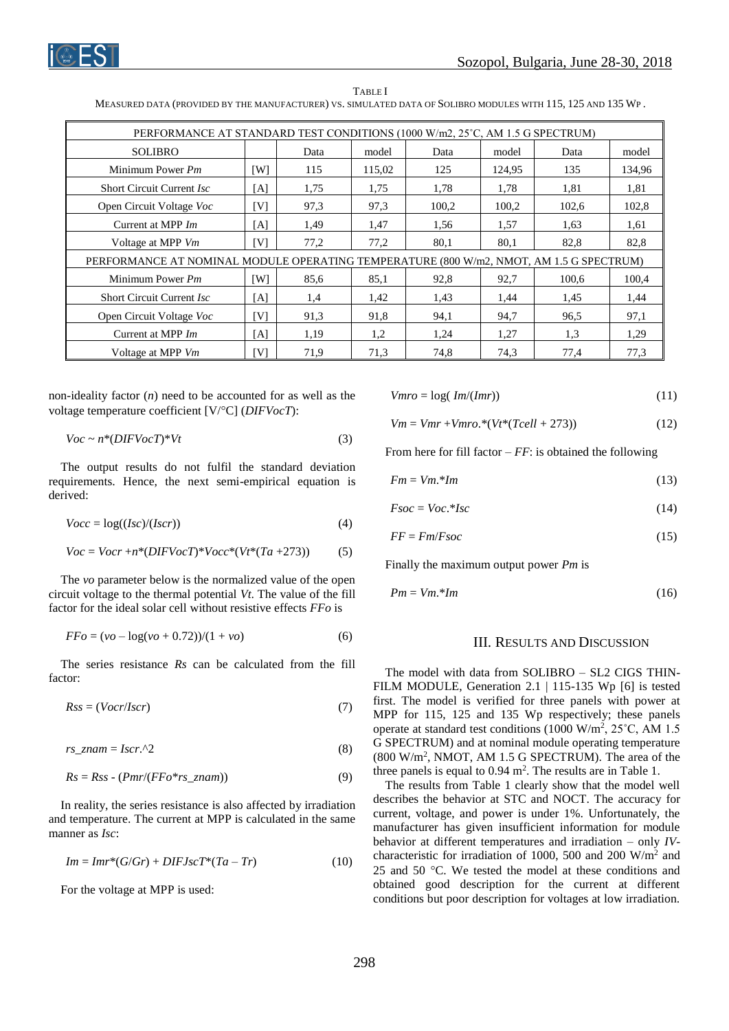TABLE I

MEASURED DATA (PROVIDED BY THE MANUFACTURER) VS. SIMULATED DATA OF SOLIBRO MODULES WITH 115, 125 AND 135 WP.

| PERFORMANCE AT STANDARD TEST CONDITIONS (1000 W/m2, 25˚C, AM 1.5 G SPECTRUM) | | | | | | | |
|---|---|---|---|---|---|---|---|
| SOLIBRO | | Data | model | Data | model | Data | model |
| Minimum Power *Pm* | [W] | 115 | 115,02 | 125 | 124,95 | 135 | 134,96 |
| Short Circuit Current *Isc* | [A] | 1,75 | 1,75 | 1,78 | 1,78 | 1,81 | 1,81 |
| Open Circuit Voltage *Voc* | [V] | 97,3 | 97,3 | 100,2 | 100,2 | 102,6 | 102,8 |
| Current at MPP *Im* | [A] | 1,49 | 1,47 | 1,56 | 1,57 | 1,63 | 1,61 |
| Voltage at MPP *Vm* | [V] | 77,2 | 77,2 | 80,1 | 80,1 | 82,8 | 82,8 |
| PERFORMANCE AT NOMINAL MODULE OPERATING TEMPERATURE (800 W/m2, NMOT, AM 1.5 G SPECTRUM) | | | | | | | |
| Minimum Power *Pm* | [W] | 85,6 | 85,1 | 92,8 | 92,7 | 100,6 | 100,4 |
| Short Circuit Current *Isc* | [A] | 1,4 | 1,42 | 1,43 | 1,44 | 1,45 | 1,44 |
| Open Circuit Voltage *Voc* | [V] | 91,3 | 91,8 | 94,1 | 94,7 | 96,5 | 97,1 |
| Current at MPP *Im* | [A] | 1,19 | 1,2 | 1,24 | 1,27 | 1,3 | 1,29 |
| Voltage at MPP *Vm* | [V] | 71,9 | 71,3 | 74,8 | 74,3 | 77,4 | 77,3 |

non-ideality factor ($n$) need to be accounted for as well as the voltage temperature coefficient [V/°C] ($DIFVocT$):

$$Voc \sim n*(DIFVocT)*Vt \tag{3}$$

The output results do not fulfil the standard deviation requirements. Hence, the next semi-empirical equation is derived:

$$Vocc = \log((Isc)/(Iscr)) \tag{4}$$

$$Voc = Vocr + n*(DIFVocT)*Vocc*(Vt*(Ta + 273)) \tag{5}$$

The $vo$ parameter below is the normalized value of the open circuit voltage to the thermal potential $Vt$. The value of the fill factor for the ideal solar cell without resistive effects $FFo$ is

$$FFo = (vo - \log(vo + 0.72))/(1 + vo) \tag{6}$$

The series resistance $Rs$ can be calculated from the fill factor:

$$Rss = (Vocr/Iscr) \tag{7}$$

$$rs\_znam = Iscr.\hat{}2 \tag{8}$$

$$Rs = Rss - (Pmr/(FFo*rs\_znam)) \tag{9}$$

In reality, the series resistance is also affected by irradiation and temperature. The current at MPP is calculated in the same manner as $Isc$:

$$Im = Imr*(G/Gr) + DIFJscT*(Ta - Tr) \tag{10}$$

For the voltage at MPP is used:

$$Vmro = \log(\ Im/(Imr)) \tag{11}$$

$$Vm = Vmr + Vmro.*(Vt*(Tcell + 273)) \tag{12}$$

From here for fill factor – $FF$: is obtained the following

$$Fm = Vm.*Im \tag{13}$$

$$Fsoc = Voc.*Isc \tag{14}$$

$$FF = Fm/Fsoc \tag{15}$$

Finally the maximum output power $Pm$ is

$$Pm = Vm.*Im \tag{16}$$

## III. RESULTS AND DISCUSSION

The model with data from SOLIBRO – SL2 CIGS THIN-FILM MODULE, Generation 2.1 | 115-135 Wp [6] is tested first. The model is verified for three panels with power at MPP for 115, 125 and 135 Wp respectively; these panels operate at standard test conditions (1000 W/m$^2$, 25˚C, AM 1.5 G SPECTRUM) and at nominal module operating temperature (800 W/m$^2$, NMOT, AM 1.5 G SPECTRUM). The area of the three panels is equal to 0.94 m$^2$. The results are in Table 1.

The results from Table 1 clearly show that the model well describes the behavior at STC and NOCT. The accuracy for current, voltage, and power is under 1%. Unfortunately, the manufacturer has given insufficient information for module behavior at different temperatures and irradiation – only *IV*-characteristic for irradiation of 1000, 500 and 200 W/m$^2$ and 25 and 50 °C. We tested the model at these conditions and obtained good description for the current at different conditions but poor description for voltages at low irradiation.